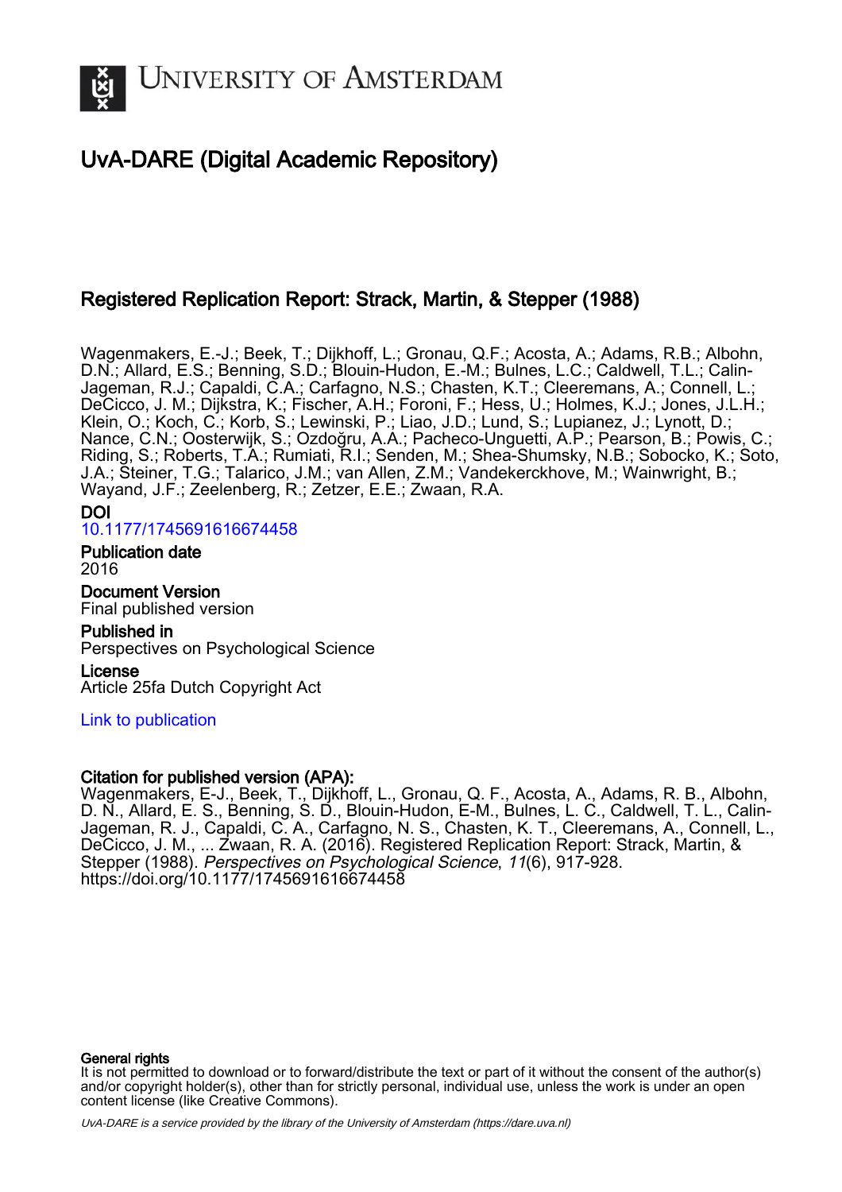# University of Amsterdam

## UvA-DARE (Digital Academic Repository)

### Registered Replication Report: Strack, Martin, & Stepper (1988)

Wagenmakers, E.-J.; Beek, T.; Dijkhoff, L.; Gronau, Q.F.; Acosta, A.; Adams, R.B.; Albohn, D.N.; Allard, E.S.; Benning, S.D.; Blouin-Hudon, E.-M.; Bulnes, L.C.; Caldwell, T.L.; Calin-Jageman, R.J.; Capaldi, C.A.; Carfagno, N.S.; Chasten, K.T.; Cleeremans, A.; Connell, L.; DeCicco, J. M.; Dijkstra, K.; Fischer, A.H.; Foroni, F.; Hess, U.; Holmes, K.J.; Jones, J.L.H.; Klein, O.; Koch, C.; Korb, S.; Lewinski, P.; Liao, J.D.; Lund, S.; Lupianez, J.; Lynott, D.; Nance, C.N.; Oosterwijk, S.; Ozdoğru, A.A.; Pacheco-Unguetti, A.P.; Pearson, B.; Powis, C.; Riding, S.; Roberts, T.A.; Rumiati, R.I.; Senden, M.; Shea-Shumsky, N.B.; Sobocko, K.; Soto, J.A.; Steiner, T.G.; Talarico, J.M.; van Allen, Z.M.; Vandekerckhove, M.; Wainwright, B.; Wayand, J.F.; Zeelenberg, R.; Zetzer, E.E.; Zwaan, R.A.

**DOI**
10.1177/1745691616674458

**Publication date**
2016

**Document Version**
Final published version

**Published in**
Perspectives on Psychological Science

**License**
Article 25fa Dutch Copyright Act

Link to publication

**Citation for published version (APA):**
Wagenmakers, E-J., Beek, T., Dijkhoff, L., Gronau, Q. F., Acosta, A., Adams, R. B., Albohn, D. N., Allard, E. S., Benning, S. D., Blouin-Hudon, E-M., Bulnes, L. C., Caldwell, T. L., Calin-Jageman, R. J., Capaldi, C. A., Carfagno, N. S., Chasten, K. T., Cleeremans, A., Connell, L., DeCicco, J. M., ... Zwaan, R. A. (2016). Registered Replication Report: Strack, Martin, & Stepper (1988). *Perspectives on Psychological Science*, *11*(6), 917-928. https://doi.org/10.1177/1745691616674458

**General rights**
It is not permitted to download or to forward/distribute the text or part of it without the consent of the author(s) and/or copyright holder(s), other than for strictly personal, individual use, unless the work is under an open content license (like Creative Commons).

UvA-DARE is a service provided by the library of the University of Amsterdam (https://dare.uva.nl)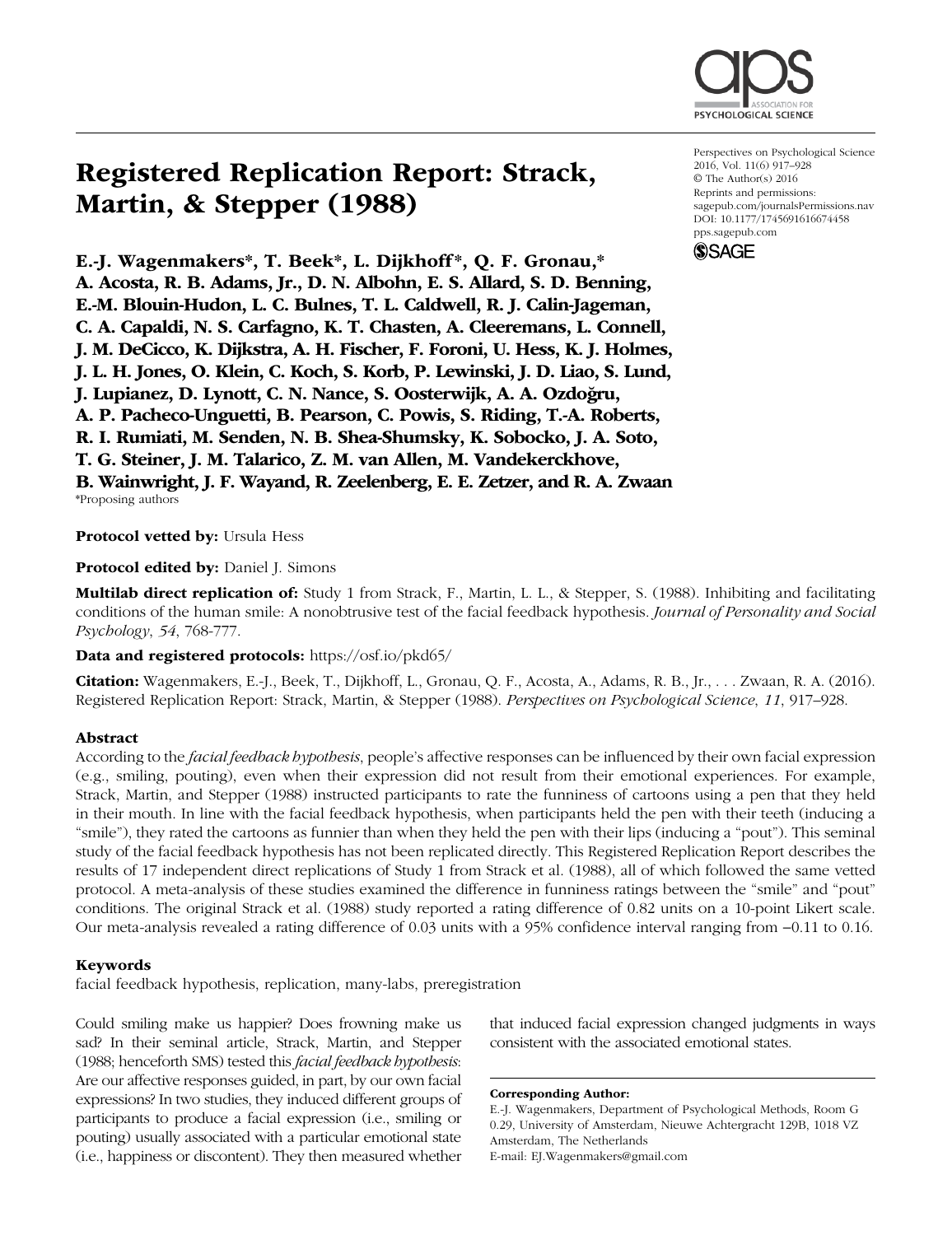# Registered Replication Report: Strack, Martin, & Stepper (1988)

**E.-J. Wagenmakers*, T. Beek*, L. Dijkhoff*, Q. F. Gronau,* A. Acosta, R. B. Adams, Jr., D. N. Albohn, E. S. Allard, S. D. Benning, E.-M. Blouin-Hudon, L. C. Bulnes, T. L. Caldwell, R. J. Calin-Jageman, C. A. Capaldi, N. S. Carfagno, K. T. Chasten, A. Cleeremans, L. Connell, J. M. DeCicco, K. Dijkstra, A. H. Fischer, F. Foroni, U. Hess, K. J. Holmes, J. L. H. Jones, O. Klein, C. Koch, S. Korb, P. Lewinski, J. D. Liao, S. Lund, J. Lupianez, D. Lynott, C. N. Nance, S. Oosterwijk, A. A. Ozdoğru, A. P. Pacheco-Unguetti, B. Pearson, C. Powis, S. Riding, T.-A. Roberts, R. I. Rumiati, M. Senden, N. B. Shea-Shumsky, K. Sobocko, J. A. Soto, T. G. Steiner, J. M. Talarico, Z. M. van Allen, M. Vandekerckhove, B. Wainwright, J. F. Wayand, R. Zeelenberg, E. E. Zetzer, and R. A. Zwaan**

*Proposing authors

Perspectives on Psychological Science
2016, Vol. 11(6) 917–928
© The Author(s) 2016
Reprints and permissions:
sagepub.com/journalsPermissions.nav
DOI: 10.1177/1745691616674458
pps.sagepub.com

**Protocol vetted by:** Ursula Hess

**Protocol edited by:** Daniel J. Simons

**Multilab direct replication of:** Study 1 from Strack, F., Martin, L. L., & Stepper, S. (1988). Inhibiting and facilitating conditions of the human smile: A nonobtrusive test of the facial feedback hypothesis. *Journal of Personality and Social Psychology*, *54*, 768-777.

**Data and registered protocols:** https://osf.io/pkd65/

**Citation:** Wagenmakers, E.-J., Beek, T., Dijkhoff, L., Gronau, Q. F., Acosta, A., Adams, R. B., Jr., . . . Zwaan, R. A. (2016). Registered Replication Report: Strack, Martin, & Stepper (1988). *Perspectives on Psychological Science*, *11*, 917–928.

## Abstract

According to the *facial feedback hypothesis*, people's affective responses can be influenced by their own facial expression (e.g., smiling, pouting), even when their expression did not result from their emotional experiences. For example, Strack, Martin, and Stepper (1988) instructed participants to rate the funniness of cartoons using a pen that they held in their mouth. In line with the facial feedback hypothesis, when participants held the pen with their teeth (inducing a "smile"), they rated the cartoons as funnier than when they held the pen with their lips (inducing a "pout"). This seminal study of the facial feedback hypothesis has not been replicated directly. This Registered Replication Report describes the results of 17 independent direct replications of Study 1 from Strack et al. (1988), all of which followed the same vetted protocol. A meta-analysis of these studies examined the difference in funniness ratings between the "smile" and "pout" conditions. The original Strack et al. (1988) study reported a rating difference of 0.82 units on a 10-point Likert scale. Our meta-analysis revealed a rating difference of 0.03 units with a 95% confidence interval ranging from −0.11 to 0.16.

## Keywords

facial feedback hypothesis, replication, many-labs, preregistration

Could smiling make us happier? Does frowning make us sad? In their seminal article, Strack, Martin, and Stepper (1988; henceforth SMS) tested this *facial feedback hypothesis*: Are our affective responses guided, in part, by our own facial expressions? In two studies, they induced different groups of participants to produce a facial expression (i.e., smiling or pouting) usually associated with a particular emotional state (i.e., happiness or discontent). They then measured whether that induced facial expression changed judgments in ways consistent with the associated emotional states.

**Corresponding Author:**
E.-J. Wagenmakers, Department of Psychological Methods, Room G 0.29, University of Amsterdam, Nieuwe Achtergracht 129B, 1018 VZ Amsterdam, The Netherlands
E-mail: EJ.Wagenmakers@gmail.com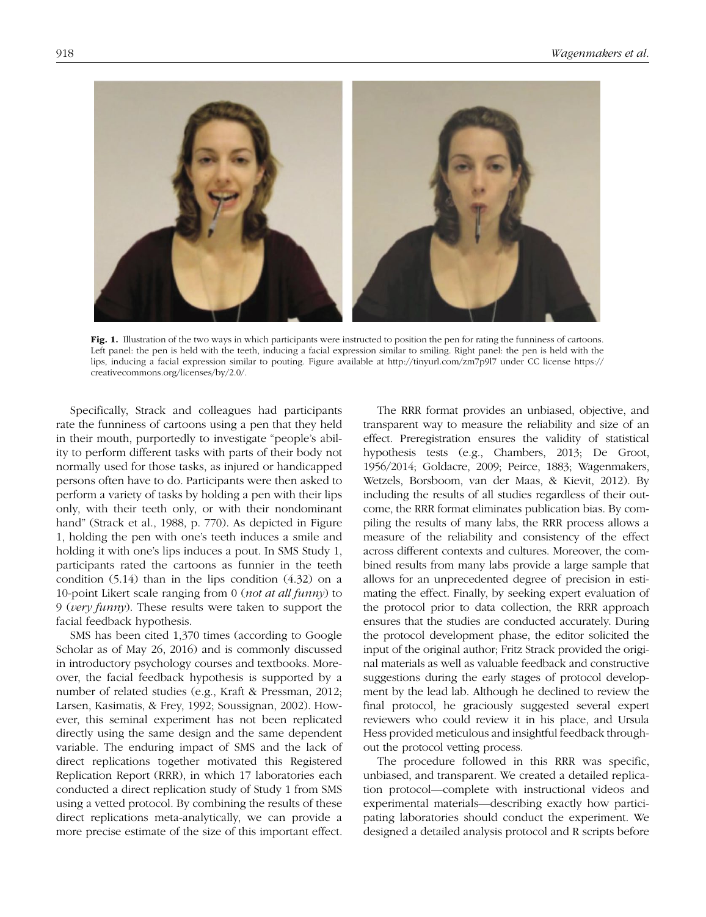Fig. 1. Illustration of the two ways in which participants were instructed to position the pen for rating the funniness of cartoons. Left panel: the pen is held with the teeth, inducing a facial expression similar to smiling. Right panel: the pen is held with the lips, inducing a facial expression similar to pouting. Figure available at http://tinyurl.com/zm7p9l7 under CC license https://creativecommons.org/licenses/by/2.0/.

Specifically, Strack and colleagues had participants rate the funniness of cartoons using a pen that they held in their mouth, purportedly to investigate "people's ability to perform different tasks with parts of their body not normally used for those tasks, as injured or handicapped persons often have to do. Participants were then asked to perform a variety of tasks by holding a pen with their lips only, with their teeth only, or with their nondominant hand" (Strack et al., 1988, p. 770). As depicted in Figure 1, holding the pen with one's teeth induces a smile and holding it with one's lips induces a pout. In SMS Study 1, participants rated the cartoons as funnier in the teeth condition (5.14) than in the lips condition (4.32) on a 10-point Likert scale ranging from 0 (*not at all funny*) to 9 (*very funny*). These results were taken to support the facial feedback hypothesis.

SMS has been cited 1,370 times (according to Google Scholar as of May 26, 2016) and is commonly discussed in introductory psychology courses and textbooks. Moreover, the facial feedback hypothesis is supported by a number of related studies (e.g., Kraft & Pressman, 2012; Larsen, Kasimatis, & Frey, 1992; Soussignan, 2002). However, this seminal experiment has not been replicated directly using the same design and the same dependent variable. The enduring impact of SMS and the lack of direct replications together motivated this Registered Replication Report (RRR), in which 17 laboratories each conducted a direct replication study of Study 1 from SMS using a vetted protocol. By combining the results of these direct replications meta-analytically, we can provide a more precise estimate of the size of this important effect.

The RRR format provides an unbiased, objective, and transparent way to measure the reliability and size of an effect. Preregistration ensures the validity of statistical hypothesis tests (e.g., Chambers, 2013; De Groot, 1956/2014; Goldacre, 2009; Peirce, 1883; Wagenmakers, Wetzels, Borsboom, van der Maas, & Kievit, 2012). By including the results of all studies regardless of their outcome, the RRR format eliminates publication bias. By compiling the results of many labs, the RRR process allows a measure of the reliability and consistency of the effect across different contexts and cultures. Moreover, the combined results from many labs provide a large sample that allows for an unprecedented degree of precision in estimating the effect. Finally, by seeking expert evaluation of the protocol prior to data collection, the RRR approach ensures that the studies are conducted accurately. During the protocol development phase, the editor solicited the input of the original author; Fritz Strack provided the original materials as well as valuable feedback and constructive suggestions during the early stages of protocol development by the lead lab. Although he declined to review the final protocol, he graciously suggested several expert reviewers who could review it in his place, and Ursula Hess provided meticulous and insightful feedback throughout the protocol vetting process.

The procedure followed in this RRR was specific, unbiased, and transparent. We created a detailed replication protocol—complete with instructional videos and experimental materials—describing exactly how participating laboratories should conduct the experiment. We designed a detailed analysis protocol and R scripts before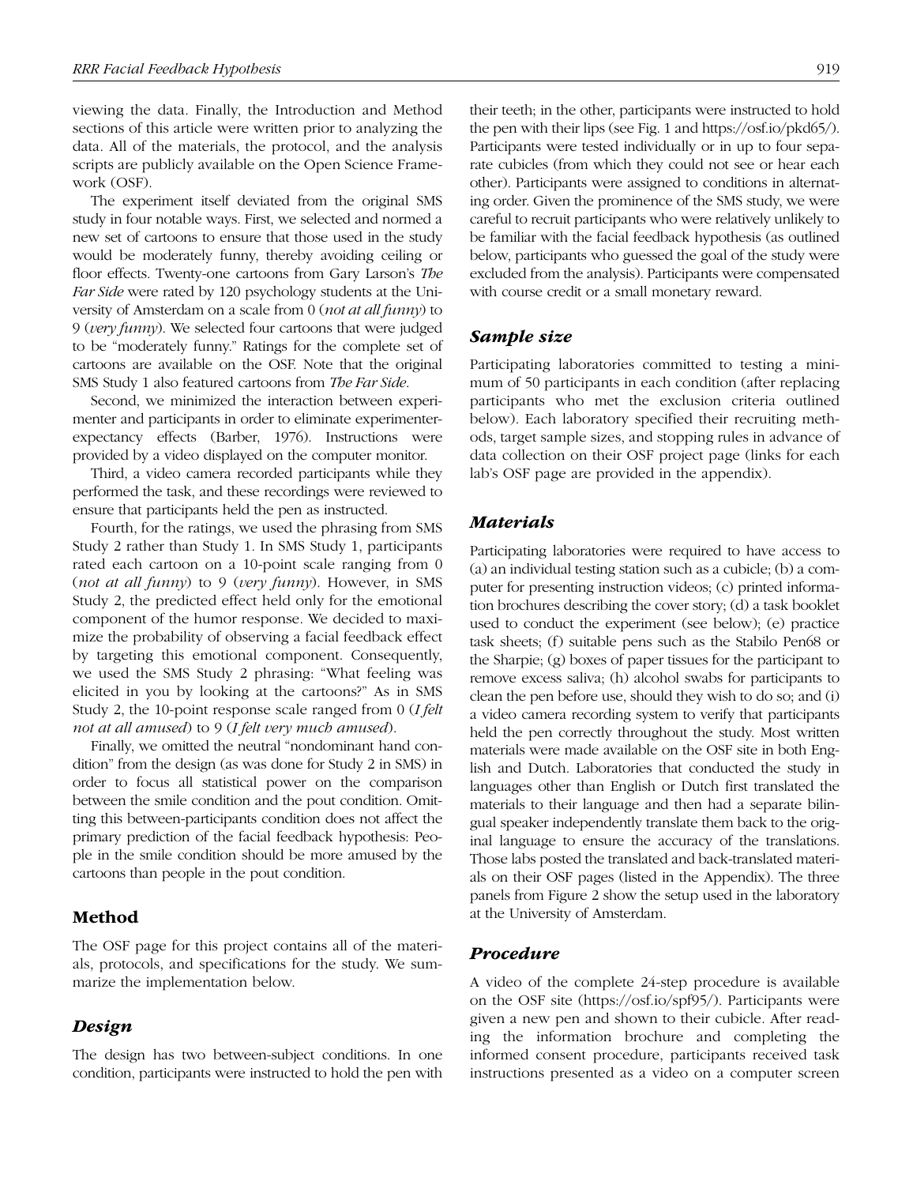viewing the data. Finally, the Introduction and Method sections of this article were written prior to analyzing the data. All of the materials, the protocol, and the analysis scripts are publicly available on the Open Science Framework (OSF).

The experiment itself deviated from the original SMS study in four notable ways. First, we selected and normed a new set of cartoons to ensure that those used in the study would be moderately funny, thereby avoiding ceiling or floor effects. Twenty-one cartoons from Gary Larson's *The Far Side* were rated by 120 psychology students at the University of Amsterdam on a scale from 0 (*not at all funny*) to 9 (*very funny*). We selected four cartoons that were judged to be "moderately funny." Ratings for the complete set of cartoons are available on the OSF. Note that the original SMS Study 1 also featured cartoons from *The Far Side*.

Second, we minimized the interaction between experimenter and participants in order to eliminate experimenter-expectancy effects (Barber, 1976). Instructions were provided by a video displayed on the computer monitor.

Third, a video camera recorded participants while they performed the task, and these recordings were reviewed to ensure that participants held the pen as instructed.

Fourth, for the ratings, we used the phrasing from SMS Study 2 rather than Study 1. In SMS Study 1, participants rated each cartoon on a 10-point scale ranging from 0 (*not at all funny*) to 9 (*very funny*). However, in SMS Study 2, the predicted effect held only for the emotional component of the humor response. We decided to maximize the probability of observing a facial feedback effect by targeting this emotional component. Consequently, we used the SMS Study 2 phrasing: "What feeling was elicited in you by looking at the cartoons?" As in SMS Study 2, the 10-point response scale ranged from 0 (*I felt not at all amused*) to 9 (*I felt very much amused*).

Finally, we omitted the neutral "nondominant hand condition" from the design (as was done for Study 2 in SMS) in order to focus all statistical power on the comparison between the smile condition and the pout condition. Omitting this between-participants condition does not affect the primary prediction of the facial feedback hypothesis: People in the smile condition should be more amused by the cartoons than people in the pout condition.

## Method

The OSF page for this project contains all of the materials, protocols, and specifications for the study. We summarize the implementation below.

### *Design*

The design has two between-subject conditions. In one condition, participants were instructed to hold the pen with their teeth; in the other, participants were instructed to hold the pen with their lips (see Fig. 1 and https://osf.io/pkd65/). Participants were tested individually or in up to four separate cubicles (from which they could not see or hear each other). Participants were assigned to conditions in alternating order. Given the prominence of the SMS study, we were careful to recruit participants who were relatively unlikely to be familiar with the facial feedback hypothesis (as outlined below, participants who guessed the goal of the study were excluded from the analysis). Participants were compensated with course credit or a small monetary reward.

### *Sample size*

Participating laboratories committed to testing a minimum of 50 participants in each condition (after replacing participants who met the exclusion criteria outlined below). Each laboratory specified their recruiting methods, target sample sizes, and stopping rules in advance of data collection on their OSF project page (links for each lab's OSF page are provided in the appendix).

### *Materials*

Participating laboratories were required to have access to (a) an individual testing station such as a cubicle; (b) a computer for presenting instruction videos; (c) printed information brochures describing the cover story; (d) a task booklet used to conduct the experiment (see below); (e) practice task sheets; (f) suitable pens such as the Stabilo Pen68 or the Sharpie; (g) boxes of paper tissues for the participant to remove excess saliva; (h) alcohol swabs for participants to clean the pen before use, should they wish to do so; and (i) a video camera recording system to verify that participants held the pen correctly throughout the study. Most written materials were made available on the OSF site in both English and Dutch. Laboratories that conducted the study in languages other than English or Dutch first translated the materials to their language and then had a separate bilingual speaker independently translate them back to the original language to ensure the accuracy of the translations. Those labs posted the translated and back-translated materials on their OSF pages (listed in the Appendix). The three panels from Figure 2 show the setup used in the laboratory at the University of Amsterdam.

### *Procedure*

A video of the complete 24-step procedure is available on the OSF site (https://osf.io/spf95/). Participants were given a new pen and shown to their cubicle. After reading the information brochure and completing the informed consent procedure, participants received task instructions presented as a video on a computer screen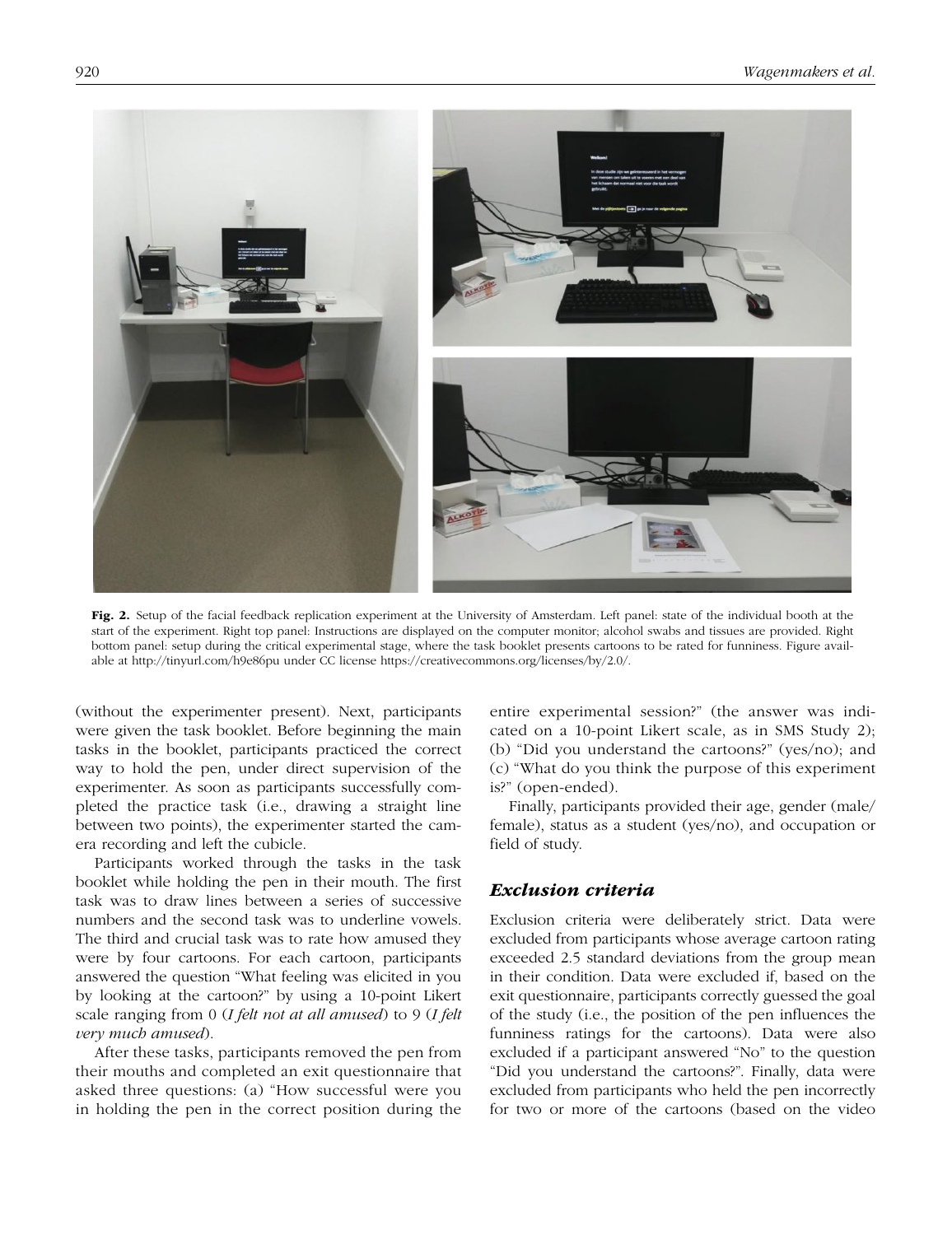Fig. 2. Setup of the facial feedback replication experiment at the University of Amsterdam. Left panel: state of the individual booth at the start of the experiment. Right top panel: Instructions are displayed on the computer monitor; alcohol swabs and tissues are provided. Right bottom panel: setup during the critical experimental stage, where the task booklet presents cartoons to be rated for funniness. Figure available at http://tinyurl.com/h9e86pu under CC license https://creativecommons.org/licenses/by/2.0/.

(without the experimenter present). Next, participants were given the task booklet. Before beginning the main tasks in the booklet, participants practiced the correct way to hold the pen, under direct supervision of the experimenter. As soon as participants successfully completed the practice task (i.e., drawing a straight line between two points), the experimenter started the camera recording and left the cubicle.

Participants worked through the tasks in the task booklet while holding the pen in their mouth. The first task was to draw lines between a series of successive numbers and the second task was to underline vowels. The third and crucial task was to rate how amused they were by four cartoons. For each cartoon, participants answered the question "What feeling was elicited in you by looking at the cartoon?" by using a 10-point Likert scale ranging from 0 (*I felt not at all amused*) to 9 (*I felt very much amused*).

After these tasks, participants removed the pen from their mouths and completed an exit questionnaire that asked three questions: (a) "How successful were you in holding the pen in the correct position during the entire experimental session?" (the answer was indicated on a 10-point Likert scale, as in SMS Study 2); (b) "Did you understand the cartoons?" (yes/no); and (c) "What do you think the purpose of this experiment is?" (open-ended).

Finally, participants provided their age, gender (male/female), status as a student (yes/no), and occupation or field of study.

## *Exclusion criteria*

Exclusion criteria were deliberately strict. Data were excluded from participants whose average cartoon rating exceeded 2.5 standard deviations from the group mean in their condition. Data were excluded if, based on the exit questionnaire, participants correctly guessed the goal of the study (i.e., the position of the pen influences the funniness ratings for the cartoons). Data were also excluded if a participant answered "No" to the question "Did you understand the cartoons?". Finally, data were excluded from participants who held the pen incorrectly for two or more of the cartoons (based on the video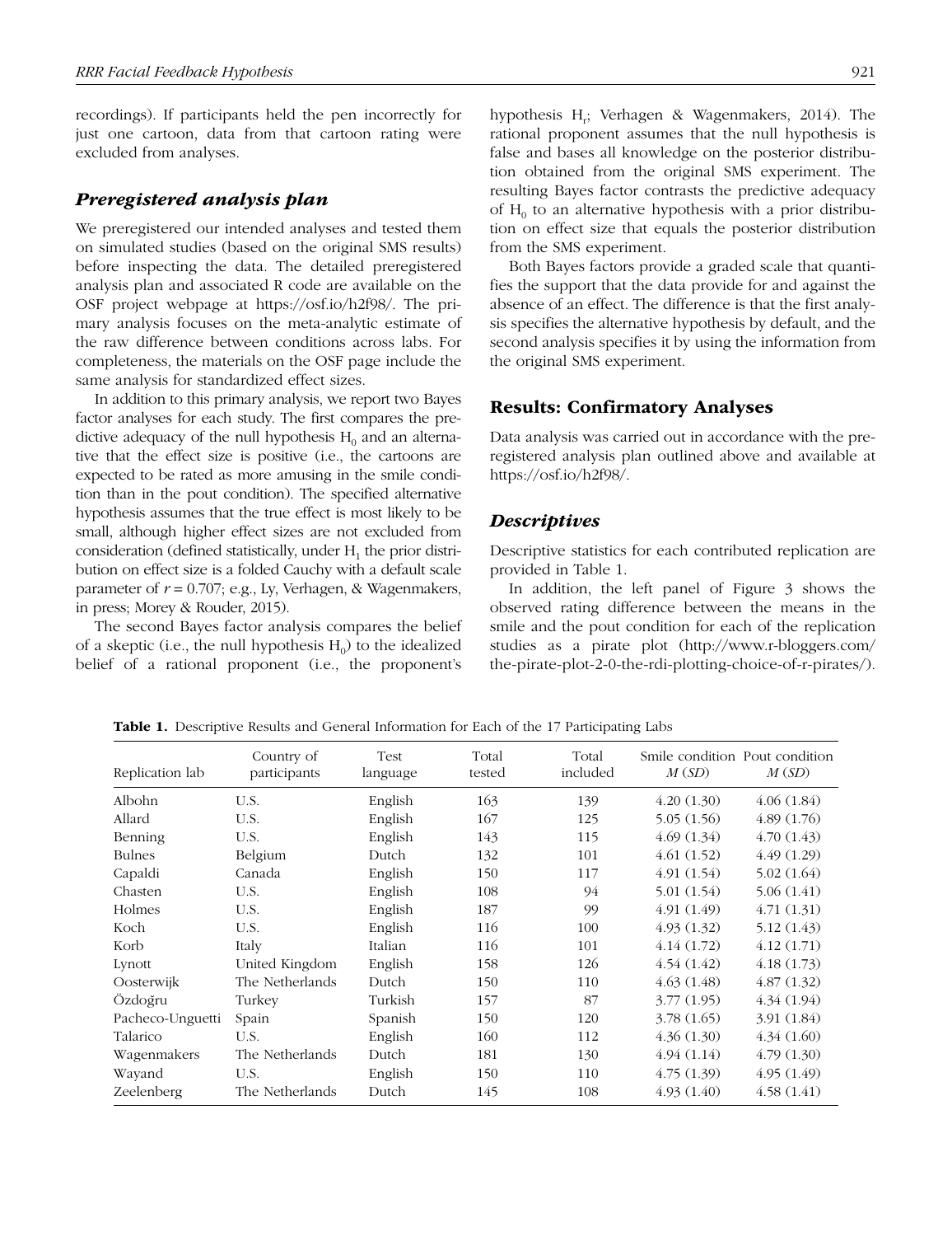recordings). If participants held the pen incorrectly for just one cartoon, data from that cartoon rating were excluded from analyses.

### *Preregistered analysis plan*

We preregistered our intended analyses and tested them on simulated studies (based on the original SMS results) before inspecting the data. The detailed preregistered analysis plan and associated R code are available on the OSF project webpage at https://osf.io/h2f98/. The primary analysis focuses on the meta-analytic estimate of the raw difference between conditions across labs. For completeness, the materials on the OSF page include the same analysis for standardized effect sizes.

In addition to this primary analysis, we report two Bayes factor analyses for each study. The first compares the predictive adequacy of the null hypothesis $H_0$ and an alternative that the effect size is positive (i.e., the cartoons are expected to be rated as more amusing in the smile condition than in the pout condition). The specified alternative hypothesis assumes that the true effect is most likely to be small, although higher effect sizes are not excluded from consideration (defined statistically, under $H_1$ the prior distribution on effect size is a folded Cauchy with a default scale parameter of $r = 0.707$; e.g., Ly, Verhagen, & Wagenmakers, in press; Morey & Rouder, 2015).

The second Bayes factor analysis compares the belief of a skeptic (i.e., the null hypothesis $H_0$) to the idealized belief of a rational proponent (i.e., the proponent's hypothesis $H_r$; Verhagen & Wagenmakers, 2014). The rational proponent assumes that the null hypothesis is false and bases all knowledge on the posterior distribution obtained from the original SMS experiment. The resulting Bayes factor contrasts the predictive adequacy of $H_0$ to an alternative hypothesis with a prior distribution on effect size that equals the posterior distribution from the SMS experiment.

Both Bayes factors provide a graded scale that quantifies the support that the data provide for and against the absence of an effect. The difference is that the first analysis specifies the alternative hypothesis by default, and the second analysis specifies it by using the information from the original SMS experiment.

## Results: Confirmatory Analyses

Data analysis was carried out in accordance with the preregistered analysis plan outlined above and available at https://osf.io/h2f98/.

### *Descriptives*

Descriptive statistics for each contributed replication are provided in Table 1.

In addition, the left panel of Figure 3 shows the observed rating difference between the means in the smile and the pout condition for each of the replication studies as a pirate plot (http://www.r-bloggers.com/the-pirate-plot-2-0-the-rdi-plotting-choice-of-r-pirates/).

**Table 1.** Descriptive Results and General Information for Each of the 17 Participating Labs

| Replication lab | Country of participants | Test language | Total tested | Total included | Smile condition *M* (*SD*) | Pout condition *M* (*SD*) |
|---|---|---|---|---|---|---|
| Albohn | U.S. | English | 163 | 139 | 4.20 (1.30) | 4.06 (1.84) |
| Allard | U.S. | English | 167 | 125 | 5.05 (1.56) | 4.89 (1.76) |
| Benning | U.S. | English | 143 | 115 | 4.69 (1.34) | 4.70 (1.43) |
| Bulnes | Belgium | Dutch | 132 | 101 | 4.61 (1.52) | 4.49 (1.29) |
| Capaldi | Canada | English | 150 | 117 | 4.91 (1.54) | 5.02 (1.64) |
| Chasten | U.S. | English | 108 | 94 | 5.01 (1.54) | 5.06 (1.41) |
| Holmes | U.S. | English | 187 | 99 | 4.91 (1.49) | 4.71 (1.31) |
| Koch | U.S. | English | 116 | 100 | 4.93 (1.32) | 5.12 (1.43) |
| Korb | Italy | Italian | 116 | 101 | 4.14 (1.72) | 4.12 (1.71) |
| Lynott | United Kingdom | English | 158 | 126 | 4.54 (1.42) | 4.18 (1.73) |
| Oosterwijk | The Netherlands | Dutch | 150 | 110 | 4.63 (1.48) | 4.87 (1.32) |
| Özdoğru | Turkey | Turkish | 157 | 87 | 3.77 (1.95) | 4.34 (1.94) |
| Pacheco-Unguetti | Spain | Spanish | 150 | 120 | 3.78 (1.65) | 3.91 (1.84) |
| Talarico | U.S. | English | 160 | 112 | 4.36 (1.30) | 4.34 (1.60) |
| Wagenmakers | The Netherlands | Dutch | 181 | 130 | 4.94 (1.14) | 4.79 (1.30) |
| Wayand | U.S. | English | 150 | 110 | 4.75 (1.39) | 4.95 (1.49) |
| Zeelenberg | The Netherlands | Dutch | 145 | 108 | 4.93 (1.40) | 4.58 (1.41) |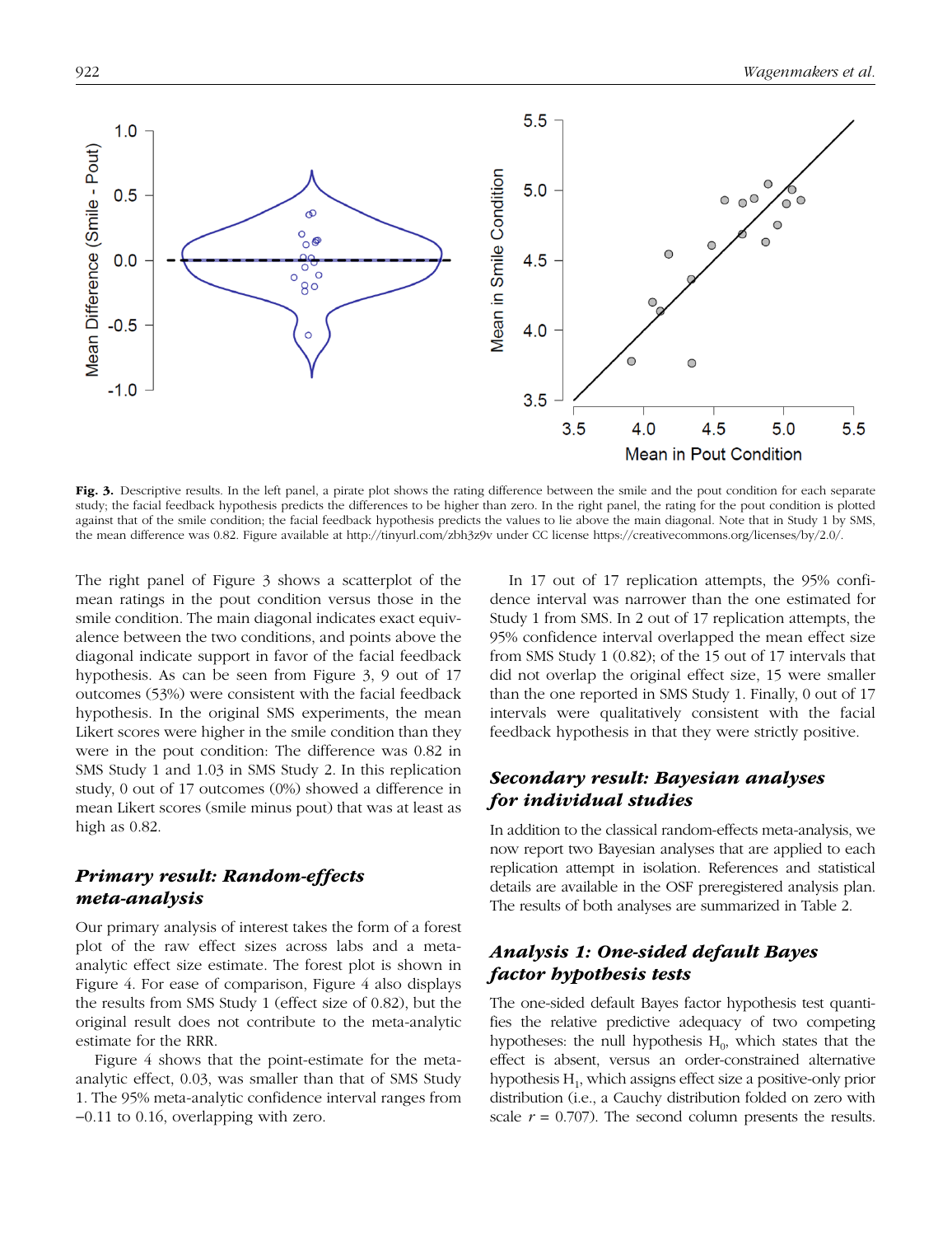**Fig. 3.** Descriptive results. In the left panel, a pirate plot shows the rating difference between the smile and the pout condition for each separate study; the facial feedback hypothesis predicts the differences to be higher than zero. In the right panel, the rating for the pout condition is plotted against that of the smile condition; the facial feedback hypothesis predicts the values to lie above the main diagonal. Note that in Study 1 by SMS, the mean difference was 0.82. Figure available at http://tinyurl.com/zbh3z9v under CC license https://creativecommons.org/licenses/by/2.0/.

The right panel of Figure 3 shows a scatterplot of the mean ratings in the pout condition versus those in the smile condition. The main diagonal indicates exact equivalence between the two conditions, and points above the diagonal indicate support in favor of the facial feedback hypothesis. As can be seen from Figure 3, 9 out of 17 outcomes (53%) were consistent with the facial feedback hypothesis. In the original SMS experiments, the mean Likert scores were higher in the smile condition than they were in the pout condition: The difference was 0.82 in SMS Study 1 and 1.03 in SMS Study 2. In this replication study, 0 out of 17 outcomes (0%) showed a difference in mean Likert scores (smile minus pout) that was at least as high as 0.82.

## *Primary result: Random-effects meta-analysis*

Our primary analysis of interest takes the form of a forest plot of the raw effect sizes across labs and a meta-analytic effect size estimate. The forest plot is shown in Figure 4. For ease of comparison, Figure 4 also displays the results from SMS Study 1 (effect size of 0.82), but the original result does not contribute to the meta-analytic estimate for the RRR.

Figure 4 shows that the point-estimate for the meta-analytic effect, 0.03, was smaller than that of SMS Study 1. The 95% meta-analytic confidence interval ranges from −0.11 to 0.16, overlapping with zero.

In 17 out of 17 replication attempts, the 95% confidence interval was narrower than the one estimated for Study 1 from SMS. In 2 out of 17 replication attempts, the 95% confidence interval overlapped the mean effect size from SMS Study 1 (0.82); of the 15 out of 17 intervals that did not overlap the original effect size, 15 were smaller than the one reported in SMS Study 1. Finally, 0 out of 17 intervals were qualitatively consistent with the facial feedback hypothesis in that they were strictly positive.

## *Secondary result: Bayesian analyses for individual studies*

In addition to the classical random-effects meta-analysis, we now report two Bayesian analyses that are applied to each replication attempt in isolation. References and statistical details are available in the OSF preregistered analysis plan. The results of both analyses are summarized in Table 2.

## *Analysis 1: One-sided default Bayes factor hypothesis tests*

The one-sided default Bayes factor hypothesis test quantifies the relative predictive adequacy of two competing hypotheses: the null hypothesis $H_0$, which states that the effect is absent, versus an order-constrained alternative hypothesis $H_1$, which assigns effect size a positive-only prior distribution (i.e., a Cauchy distribution folded on zero with scale $r = 0.707$). The second column presents the results.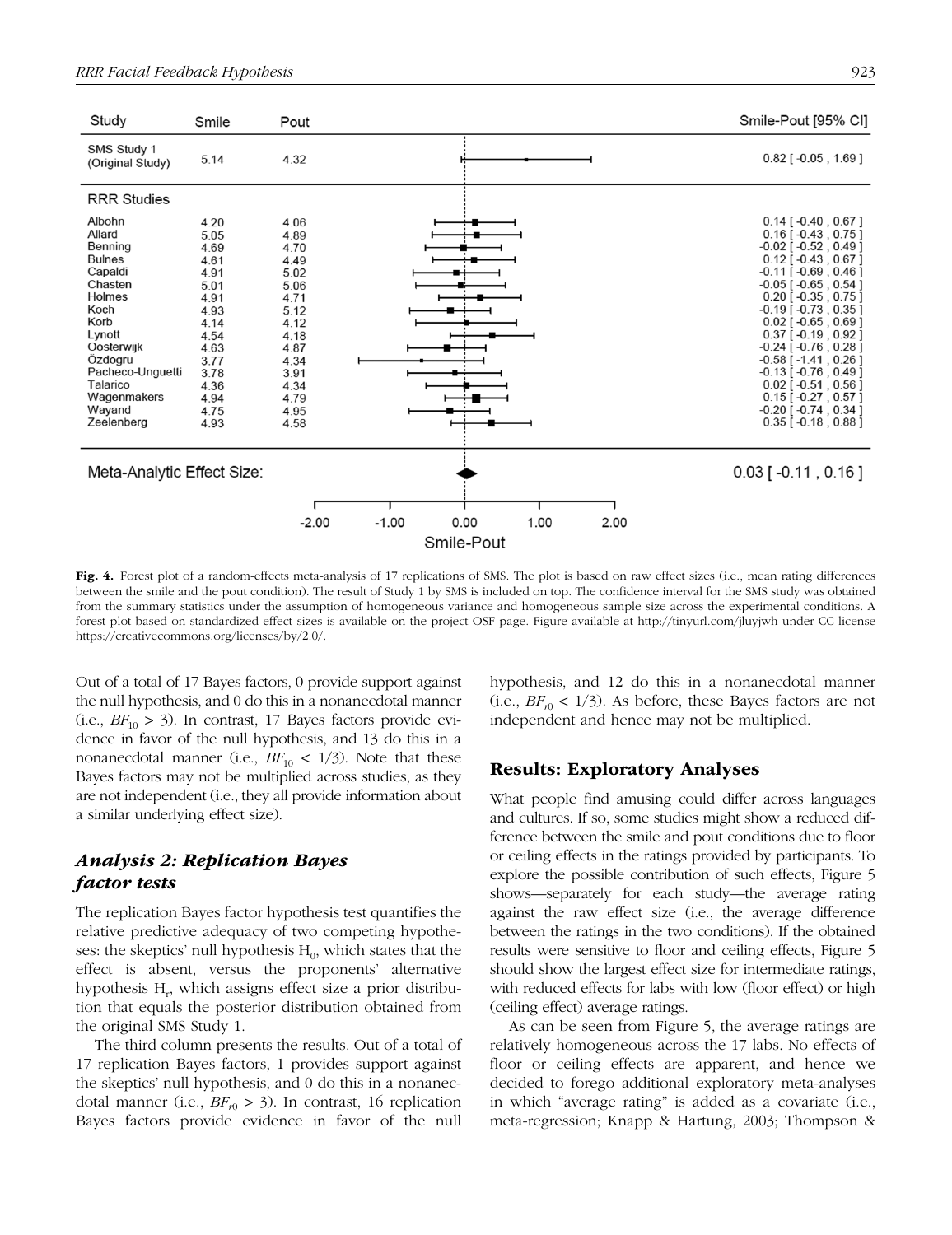| Study | Smile | Pout | Smile-Pout [95% CI] |
|---|---|---|---|
| SMS Study 1 (Original Study) | 5.14 | 4.32 | 0.82 [ -0.05 , 1.69 ] |
| **RRR Studies** | | | |
| Albohn | 4.20 | 4.06 | 0.14 [ -0.40 , 0.67 ] |
| Allard | 5.05 | 4.89 | 0.16 [ -0.43 , 0.75 ] |
| Benning | 4.69 | 4.70 | -0.02 [ -0.52 , 0.49 ] |
| Bulnes | 4.61 | 4.49 | 0.12 [ -0.43 , 0.67 ] |
| Capaldi | 4.91 | 5.02 | -0.11 [ -0.69 , 0.46 ] |
| Chasten | 5.01 | 5.06 | -0.05 [ -0.65 , 0.54 ] |
| Holmes | 4.91 | 4.71 | 0.20 [ -0.35 , 0.75 ] |
| Koch | 4.93 | 5.12 | -0.19 [ -0.73 , 0.35 ] |
| Korb | 4.14 | 4.12 | 0.02 [ -0.65 , 0.69 ] |
| Lynott | 4.54 | 4.18 | 0.37 [ -0.19 , 0.92 ] |
| Oosterwijk | 4.63 | 4.87 | -0.24 [ -0.76 , 0.28 ] |
| Özdogru | 3.77 | 4.34 | -0.58 [ -1.41 , 0.26 ] |
| Pacheco-Unguetti | 3.78 | 3.91 | -0.13 [ -0.76 , 0.49 ] |
| Talarico | 4.36 | 4.34 | 0.02 [ -0.51 , 0.56 ] |
| Wagenmakers | 4.94 | 4.79 | 0.15 [ -0.27 , 0.57 ] |
| Wayand | 4.75 | 4.95 | -0.20 [ -0.74 , 0.34 ] |
| Zeelenberg | 4.93 | 4.58 | 0.35 [ -0.18 , 0.88 ] |
| Meta-Analytic Effect Size: | | | 0.03 [ -0.11 , 0.16 ] |

**Fig. 4.** Forest plot of a random-effects meta-analysis of 17 replications of SMS. The plot is based on raw effect sizes (i.e., mean rating differences between the smile and the pout condition). The result of Study 1 by SMS is included on top. The confidence interval for the SMS study was obtained from the summary statistics under the assumption of homogeneous variance and homogeneous sample size across the experimental conditions. A forest plot based on standardized effect sizes is available on the project OSF page. Figure available at http://tinyurl.com/jluyjwh under CC license https://creativecommons.org/licenses/by/2.0/.

Out of a total of 17 Bayes factors, 0 provide support against the null hypothesis, and 0 do this in a nonanecdotal manner (i.e., $BF_{10} > 3$). In contrast, 17 Bayes factors provide evidence in favor of the null hypothesis, and 13 do this in a nonanecdotal manner (i.e., $BF_{10} < 1/3$). Note that these Bayes factors may not be multiplied across studies, as they are not independent (i.e., they all provide information about a similar underlying effect size).

## *Analysis 2: Replication Bayes factor tests*

The replication Bayes factor hypothesis test quantifies the relative predictive adequacy of two competing hypotheses: the skeptics' null hypothesis $H_0$, which states that the effect is absent, versus the proponents' alternative hypothesis $H_r$, which assigns effect size a prior distribution that equals the posterior distribution obtained from the original SMS Study 1.

The third column presents the results. Out of a total of 17 replication Bayes factors, 1 provides support against the skeptics' null hypothesis, and 0 do this in a nonanecdotal manner (i.e., $BF_{r0} > 3$). In contrast, 16 replication Bayes factors provide evidence in favor of the null hypothesis, and 12 do this in a nonanecdotal manner (i.e., $BF_{r0} < 1/3$). As before, these Bayes factors are not independent and hence may not be multiplied.

## Results: Exploratory Analyses

What people find amusing could differ across languages and cultures. If so, some studies might show a reduced difference between the smile and pout conditions due to floor or ceiling effects in the ratings provided by participants. To explore the possible contribution of such effects, Figure 5 shows—separately for each study—the average rating against the raw effect size (i.e., the average difference between the ratings in the two conditions). If the obtained results were sensitive to floor and ceiling effects, Figure 5 should show the largest effect size for intermediate ratings, with reduced effects for labs with low (floor effect) or high (ceiling effect) average ratings.

As can be seen from Figure 5, the average ratings are relatively homogeneous across the 17 labs. No effects of floor or ceiling effects are apparent, and hence we decided to forego additional exploratory meta-analyses in which "average rating" is added as a covariate (i.e., meta-regression; Knapp & Hartung, 2003; Thompson &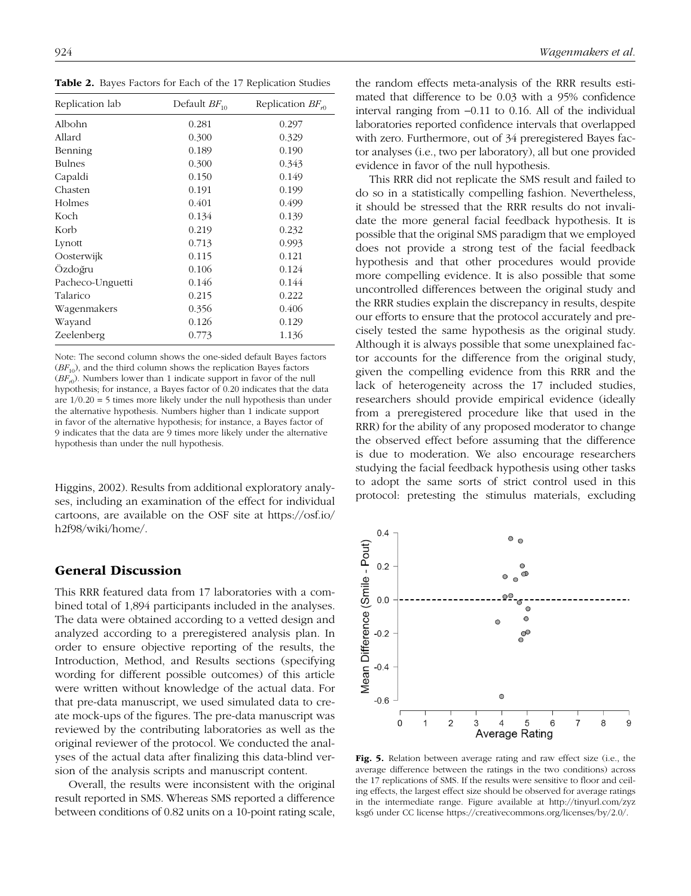**Table 2.** Bayes Factors for Each of the 17 Replication Studies

| Replication lab | Default $BF_{10}$ | Replication $BF_{r0}$ |
|---|---|---|
| Albohn | 0.281 | 0.297 |
| Allard | 0.300 | 0.329 |
| Benning | 0.189 | 0.190 |
| Bulnes | 0.300 | 0.343 |
| Capaldi | 0.150 | 0.149 |
| Chasten | 0.191 | 0.199 |
| Holmes | 0.401 | 0.499 |
| Koch | 0.134 | 0.139 |
| Korb | 0.219 | 0.232 |
| Lynott | 0.713 | 0.993 |
| Oosterwijk | 0.115 | 0.121 |
| Özdoğru | 0.106 | 0.124 |
| Pacheco-Unguetti | 0.146 | 0.144 |
| Talarico | 0.215 | 0.222 |
| Wagenmakers | 0.356 | 0.406 |
| Wayand | 0.126 | 0.129 |
| Zeelenberg | 0.773 | 1.136 |

Note: The second column shows the one-sided default Bayes factors ($BF_{10}$), and the third column shows the replication Bayes factors ($BF_{r0}$). Numbers lower than 1 indicate support in favor of the null hypothesis; for instance, a Bayes factor of 0.20 indicates that the data are 1/0.20 = 5 times more likely under the null hypothesis than under the alternative hypothesis. Numbers higher than 1 indicate support in favor of the alternative hypothesis; for instance, a Bayes factor of 9 indicates that the data are 9 times more likely under the alternative hypothesis than under the null hypothesis.

Higgins, 2002). Results from additional exploratory analyses, including an examination of the effect for individual cartoons, are available on the OSF site at https://osf.io/h2f98/wiki/home/.

## General Discussion

This RRR featured data from 17 laboratories with a combined total of 1,894 participants included in the analyses. The data were obtained according to a vetted design and analyzed according to a preregistered analysis plan. In order to ensure objective reporting of the results, the Introduction, Method, and Results sections (specifying wording for different possible outcomes) of this article were written without knowledge of the actual data. For that pre-data manuscript, we used simulated data to create mock-ups of the figures. The pre-data manuscript was reviewed by the contributing laboratories as well as the original reviewer of the protocol. We conducted the analyses of the actual data after finalizing this data-blind version of the analysis scripts and manuscript content.

Overall, the results were inconsistent with the original result reported in SMS. Whereas SMS reported a difference between conditions of 0.82 units on a 10-point rating scale, the random effects meta-analysis of the RRR results estimated that difference to be 0.03 with a 95% confidence interval ranging from −0.11 to 0.16. All of the individual laboratories reported confidence intervals that overlapped with zero. Furthermore, out of 34 preregistered Bayes factor analyses (i.e., two per laboratory), all but one provided evidence in favor of the null hypothesis.

This RRR did not replicate the SMS result and failed to do so in a statistically compelling fashion. Nevertheless, it should be stressed that the RRR results do not invalidate the more general facial feedback hypothesis. It is possible that the original SMS paradigm that we employed does not provide a strong test of the facial feedback hypothesis and that other procedures would provide more compelling evidence. It is also possible that some uncontrolled differences between the original study and the RRR studies explain the discrepancy in results, despite our efforts to ensure that the protocol accurately and precisely tested the same hypothesis as the original study. Although it is always possible that some unexplained factor accounts for the difference from the original study, given the compelling evidence from this RRR and the lack of heterogeneity across the 17 included studies, researchers should provide empirical evidence (ideally from a preregistered procedure like that used in the RRR) for the ability of any proposed moderator to change the observed effect before assuming that the difference is due to moderation. We also encourage researchers studying the facial feedback hypothesis using other tasks to adopt the same sorts of strict control used in this protocol: pretesting the stimulus materials, excluding

**Fig. 5.** Relation between average rating and raw effect size (i.e., the average difference between the ratings in the two conditions) across the 17 replications of SMS. If the results were sensitive to floor and ceiling effects, the largest effect size should be observed for average ratings in the intermediate range. Figure available at http://tinyurl.com/zyzksg6 under CC license https://creativecommons.org/licenses/by/2.0/.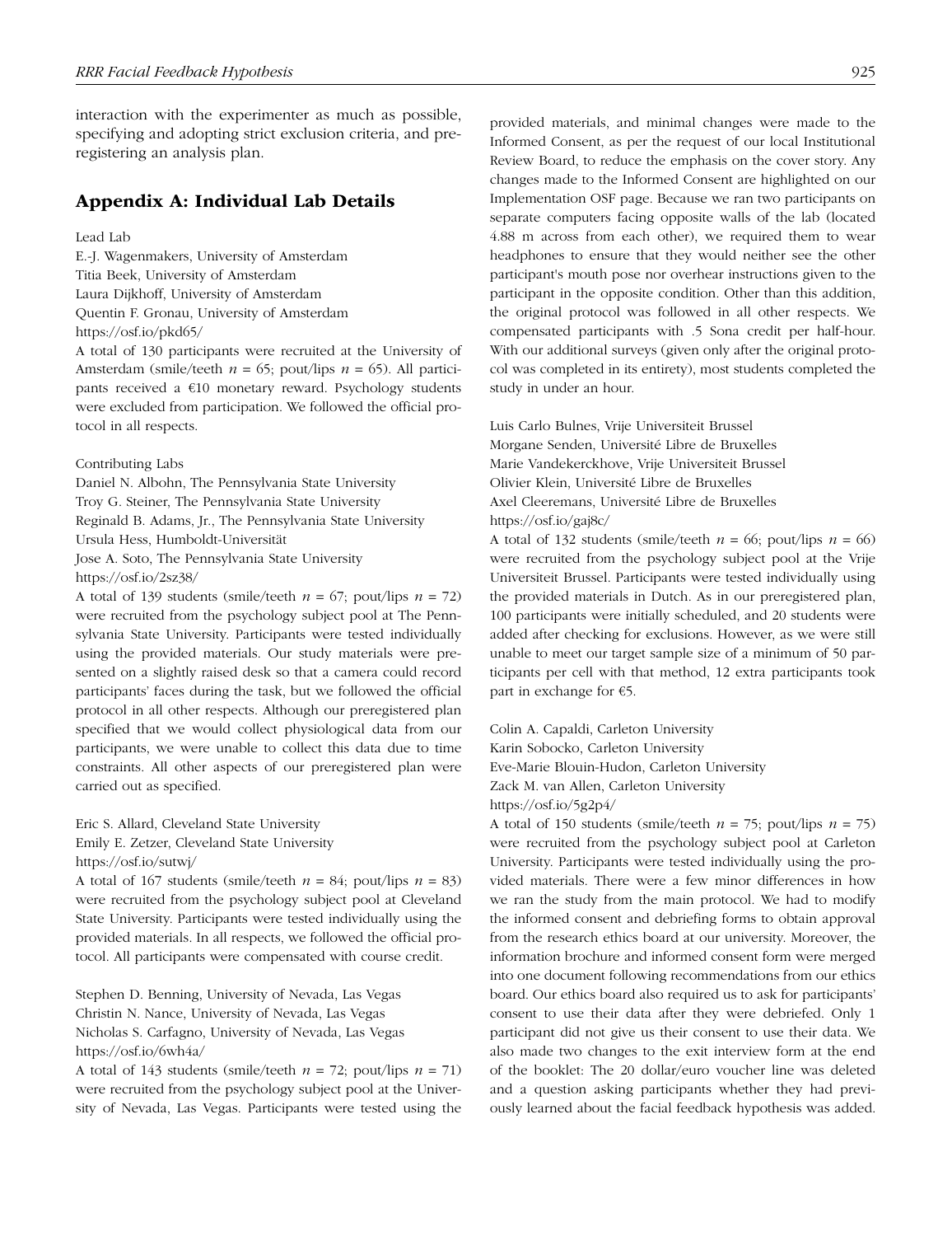interaction with the experimenter as much as possible, specifying and adopting strict exclusion criteria, and preregistering an analysis plan.

## Appendix A: Individual Lab Details

Lead Lab

E.-J. Wagenmakers, University of Amsterdam
Titia Beek, University of Amsterdam
Laura Dijkhoff, University of Amsterdam
Quentin F. Gronau, University of Amsterdam
https://osf.io/pkd65/

A total of 130 participants were recruited at the University of Amsterdam (smile/teeth *n* = 65; pout/lips *n* = 65). All participants received a €10 monetary reward. Psychology students were excluded from participation. We followed the official protocol in all respects.

Contributing Labs

Daniel N. Albohn, The Pennsylvania State University
Troy G. Steiner, The Pennsylvania State University
Reginald B. Adams, Jr., The Pennsylvania State University
Ursula Hess, Humboldt-Universität
Jose A. Soto, The Pennsylvania State University
https://osf.io/2sz38/

A total of 139 students (smile/teeth *n* = 67; pout/lips *n* = 72) were recruited from the psychology subject pool at The Pennsylvania State University. Participants were tested individually using the provided materials. Our study materials were presented on a slightly raised desk so that a camera could record participants' faces during the task, but we followed the official protocol in all other respects. Although our preregistered plan specified that we would collect physiological data from our participants, we were unable to collect this data due to time constraints. All other aspects of our preregistered plan were carried out as specified.

Eric S. Allard, Cleveland State University
Emily E. Zetzer, Cleveland State University
https://osf.io/sutwj/

A total of 167 students (smile/teeth *n* = 84; pout/lips *n* = 83) were recruited from the psychology subject pool at Cleveland State University. Participants were tested individually using the provided materials. In all respects, we followed the official protocol. All participants were compensated with course credit.

Stephen D. Benning, University of Nevada, Las Vegas
Christin N. Nance, University of Nevada, Las Vegas
Nicholas S. Carfagno, University of Nevada, Las Vegas
https://osf.io/6wh4a/

A total of 143 students (smile/teeth *n* = 72; pout/lips *n* = 71) were recruited from the psychology subject pool at the University of Nevada, Las Vegas. Participants were tested using the provided materials, and minimal changes were made to the Informed Consent, as per the request of our local Institutional Review Board, to reduce the emphasis on the cover story. Any changes made to the Informed Consent are highlighted on our Implementation OSF page. Because we ran two participants on separate computers facing opposite walls of the lab (located 4.88 m across from each other), we required them to wear headphones to ensure that they would neither see the other participant's mouth pose nor overhear instructions given to the participant in the opposite condition. Other than this addition, the original protocol was followed in all other respects. We compensated participants with .5 Sona credit per half-hour. With our additional surveys (given only after the original protocol was completed in its entirety), most students completed the study in under an hour.

Luis Carlo Bulnes, Vrije Universiteit Brussel
Morgane Senden, Université Libre de Bruxelles
Marie Vandekerckhove, Vrije Universiteit Brussel
Olivier Klein, Université Libre de Bruxelles
Axel Cleeremans, Université Libre de Bruxelles
https://osf.io/gaj8c/

A total of 132 students (smile/teeth *n* = 66; pout/lips *n* = 66) were recruited from the psychology subject pool at the Vrije Universiteit Brussel. Participants were tested individually using the provided materials in Dutch. As in our preregistered plan, 100 participants were initially scheduled, and 20 students were added after checking for exclusions. However, as we were still unable to meet our target sample size of a minimum of 50 participants per cell with that method, 12 extra participants took part in exchange for €5.

Colin A. Capaldi, Carleton University
Karin Sobocko, Carleton University
Eve-Marie Blouin-Hudon, Carleton University
Zack M. van Allen, Carleton University
https://osf.io/5g2p4/

A total of 150 students (smile/teeth *n* = 75; pout/lips *n* = 75) were recruited from the psychology subject pool at Carleton University. Participants were tested individually using the provided materials. There were a few minor differences in how we ran the study from the main protocol. We had to modify the informed consent and debriefing forms to obtain approval from the research ethics board at our university. Moreover, the information brochure and informed consent form were merged into one document following recommendations from our ethics board. Our ethics board also required us to ask for participants' consent to use their data after they were debriefed. Only 1 participant did not give us their consent to use their data. We also made two changes to the exit interview form at the end of the booklet: The 20 dollar/euro voucher line was deleted and a question asking participants whether they had previously learned about the facial feedback hypothesis was added.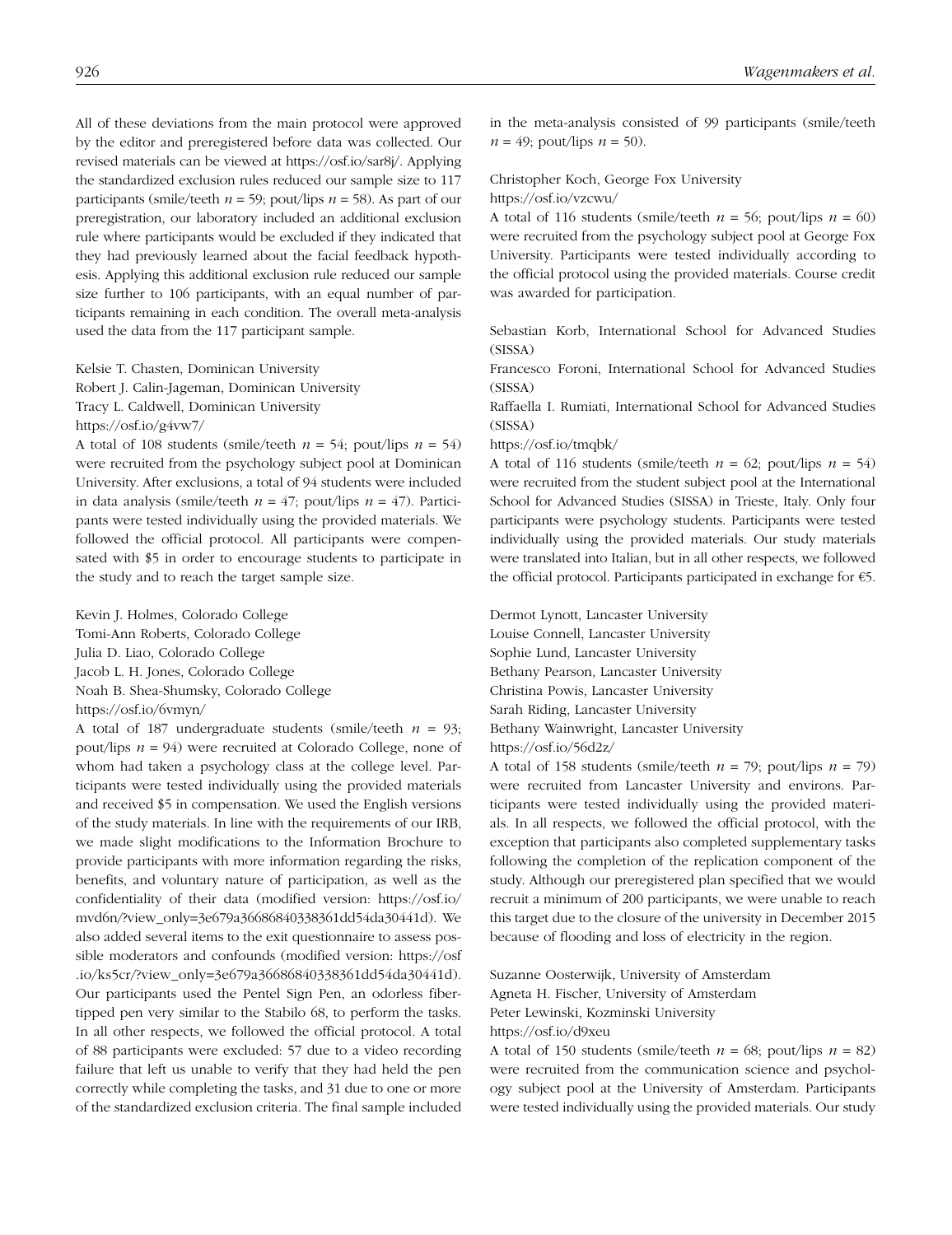All of these deviations from the main protocol were approved by the editor and preregistered before data was collected. Our revised materials can be viewed at https://osf.io/sar8j/. Applying the standardized exclusion rules reduced our sample size to 117 participants (smile/teeth $n$ = 59; pout/lips $n$ = 58). As part of our preregistration, our laboratory included an additional exclusion rule where participants would be excluded if they indicated that they had previously learned about the facial feedback hypothesis. Applying this additional exclusion rule reduced our sample size further to 106 participants, with an equal number of participants remaining in each condition. The overall meta-analysis used the data from the 117 participant sample.

Kelsie T. Chasten, Dominican University
Robert J. Calin-Jageman, Dominican University
Tracy L. Caldwell, Dominican University
https://osf.io/g4vw7/

A total of 108 students (smile/teeth $n$ = 54; pout/lips $n$ = 54) were recruited from the psychology subject pool at Dominican University. After exclusions, a total of 94 students were included in data analysis (smile/teeth $n$ = 47; pout/lips $n$ = 47). Participants were tested individually using the provided materials. We followed the official protocol. All participants were compensated with $5 in order to encourage students to participate in the study and to reach the target sample size.

Kevin J. Holmes, Colorado College
Tomi-Ann Roberts, Colorado College
Julia D. Liao, Colorado College
Jacob L. H. Jones, Colorado College
Noah B. Shea-Shumsky, Colorado College
https://osf.io/6vmyn/

A total of 187 undergraduate students (smile/teeth $n$ = 93; pout/lips $n$ = 94) were recruited at Colorado College, none of whom had taken a psychology class at the college level. Participants were tested individually using the provided materials and received $5 in compensation. We used the English versions of the study materials. In line with the requirements of our IRB, we made slight modifications to the Information Brochure to provide participants with more information regarding the risks, benefits, and voluntary nature of participation, as well as the confidentiality of their data (modified version: https://osf.io/mvd6n/?view_only=3e679a36686840338361dd54da30441d). We also added several items to the exit questionnaire to assess possible moderators and confounds (modified version: https://osf.io/ks5cr/?view_only=3e679a36686840338361dd54da30441d). Our participants used the Pentel Sign Pen, an odorless fiber-tipped pen very similar to the Stabilo 68, to perform the tasks. In all other respects, we followed the official protocol. A total of 88 participants were excluded: 57 due to a video recording failure that left us unable to verify that they had held the pen correctly while completing the tasks, and 31 due to one or more of the standardized exclusion criteria. The final sample included in the meta-analysis consisted of 99 participants (smile/teeth $n$ = 49; pout/lips $n$ = 50).

Christopher Koch, George Fox University
https://osf.io/vzcwu/

A total of 116 students (smile/teeth $n$ = 56; pout/lips $n$ = 60) were recruited from the psychology subject pool at George Fox University. Participants were tested individually according to the official protocol using the provided materials. Course credit was awarded for participation.

Sebastian Korb, International School for Advanced Studies (SISSA)
Francesco Foroni, International School for Advanced Studies (SISSA)
Raffaella I. Rumiati, International School for Advanced Studies (SISSA)
https://osf.io/tmqbk/

A total of 116 students (smile/teeth $n$ = 62; pout/lips $n$ = 54) were recruited from the student subject pool at the International School for Advanced Studies (SISSA) in Trieste, Italy. Only four participants were psychology students. Participants were tested individually using the provided materials. Our study materials were translated into Italian, but in all other respects, we followed the official protocol. Participants participated in exchange for €5.

Dermot Lynott, Lancaster University
Louise Connell, Lancaster University
Sophie Lund, Lancaster University
Bethany Pearson, Lancaster University
Christina Powis, Lancaster University
Sarah Riding, Lancaster University
Bethany Wainwright, Lancaster University
https://osf.io/56d2z/

A total of 158 students (smile/teeth $n$ = 79; pout/lips $n$ = 79) were recruited from Lancaster University and environs. Participants were tested individually using the provided materials. In all respects, we followed the official protocol, with the exception that participants also completed supplementary tasks following the completion of the replication component of the study. Although our preregistered plan specified that we would recruit a minimum of 200 participants, we were unable to reach this target due to the closure of the university in December 2015 because of flooding and loss of electricity in the region.

Suzanne Oosterwijk, University of Amsterdam
Agneta H. Fischer, University of Amsterdam
Peter Lewinski, Kozminski University
https://osf.io/d9xeu

A total of 150 students (smile/teeth $n$ = 68; pout/lips $n$ = 82) were recruited from the communication science and psychology subject pool at the University of Amsterdam. Participants were tested individually using the provided materials. Our study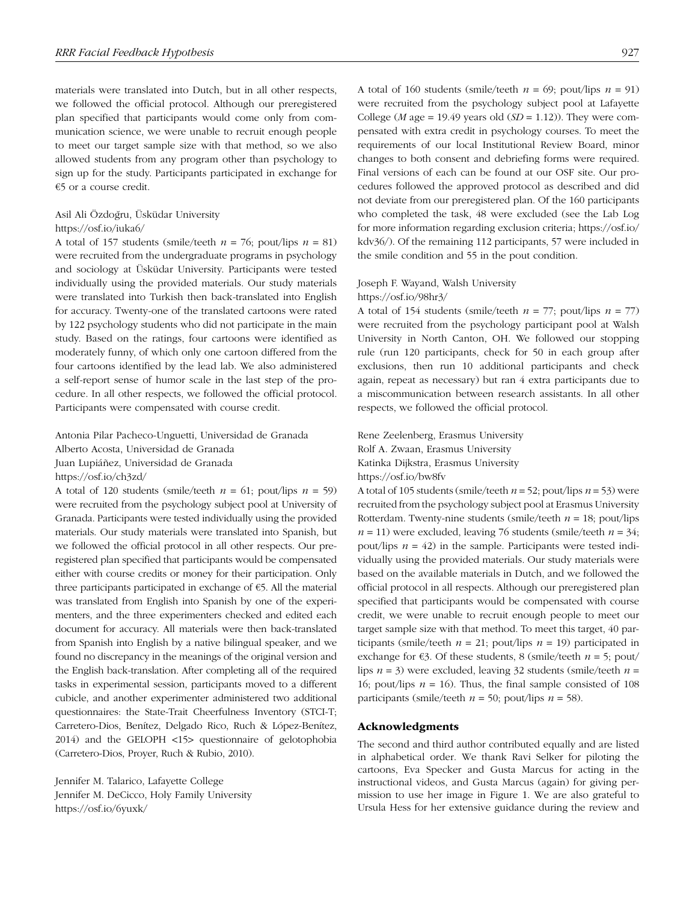materials were translated into Dutch, but in all other respects, we followed the official protocol. Although our preregistered plan specified that participants would come only from communication science, we were unable to recruit enough people to meet our target sample size with that method, so we also allowed students from any program other than psychology to sign up for the study. Participants participated in exchange for €5 or a course credit.

Asil Ali Özdoğru, Üsküdar University
https://osf.io/iuka6/

A total of 157 students (smile/teeth $n$ = 76; pout/lips $n$ = 81) were recruited from the undergraduate programs in psychology and sociology at Üsküdar University. Participants were tested individually using the provided materials. Our study materials were translated into Turkish then back-translated into English for accuracy. Twenty-one of the translated cartoons were rated by 122 psychology students who did not participate in the main study. Based on the ratings, four cartoons were identified as moderately funny, of which only one cartoon differed from the four cartoons identified by the lead lab. We also administered a self-report sense of humor scale in the last step of the procedure. In all other respects, we followed the official protocol. Participants were compensated with course credit.

Antonia Pilar Pacheco-Unguetti, Universidad de Granada
Alberto Acosta, Universidad de Granada
Juan Lupiáñez, Universidad de Granada
https://osf.io/ch3zd/

A total of 120 students (smile/teeth $n$ = 61; pout/lips $n$ = 59) were recruited from the psychology subject pool at University of Granada. Participants were tested individually using the provided materials. Our study materials were translated into Spanish, but we followed the official protocol in all other respects. Our preregistered plan specified that participants would be compensated either with course credits or money for their participation. Only three participants participated in exchange of €5. All the material was translated from English into Spanish by one of the experimenters, and the three experimenters checked and edited each document for accuracy. All materials were then back-translated from Spanish into English by a native bilingual speaker, and we found no discrepancy in the meanings of the original version and the English back-translation. After completing all of the required tasks in experimental session, participants moved to a different cubicle, and another experimenter administered two additional questionnaires: the State-Trait Cheerfulness Inventory (STCI-T; Carretero-Dios, Benítez, Delgado Rico, Ruch & López-Benítez, 2014) and the GELOPH <15> questionnaire of gelotophobia (Carretero-Dios, Proyer, Ruch & Rubio, 2010).

Jennifer M. Talarico, Lafayette College
Jennifer M. DeCicco, Holy Family University
https://osf.io/6yuxk/

A total of 160 students (smile/teeth $n$ = 69; pout/lips $n$ = 91) were recruited from the psychology subject pool at Lafayette College ($M$ age = 19.49 years old ($SD$ = 1.12)). They were compensated with extra credit in psychology courses. To meet the requirements of our local Institutional Review Board, minor changes to both consent and debriefing forms were required. Final versions of each can be found at our OSF site. Our procedures followed the approved protocol as described and did not deviate from our preregistered plan. Of the 160 participants who completed the task, 48 were excluded (see the Lab Log for more information regarding exclusion criteria; https://osf.io/kdv36/). Of the remaining 112 participants, 57 were included in the smile condition and 55 in the pout condition.

Joseph F. Wayand, Walsh University
https://osf.io/98hr3/

A total of 154 students (smile/teeth $n$ = 77; pout/lips $n$ = 77) were recruited from the psychology participant pool at Walsh University in North Canton, OH. We followed our stopping rule (run 120 participants, check for 50 in each group after exclusions, then run 10 additional participants and check again, repeat as necessary) but ran 4 extra participants due to a miscommunication between research assistants. In all other respects, we followed the official protocol.

Rene Zeelenberg, Erasmus University
Rolf A. Zwaan, Erasmus University
Katinka Dijkstra, Erasmus University
https://osf.io/bw8fv

A total of 105 students (smile/teeth $n$ = 52; pout/lips $n$ = 53) were recruited from the psychology subject pool at Erasmus University Rotterdam. Twenty-nine students (smile/teeth $n$ = 18; pout/lips $n$ = 11) were excluded, leaving 76 students (smile/teeth $n$ = 34; pout/lips $n$ = 42) in the sample. Participants were tested individually using the provided materials. Our study materials were based on the available materials in Dutch, and we followed the official protocol in all respects. Although our preregistered plan specified that participants would be compensated with course credit, we were unable to recruit enough people to meet our target sample size with that method. To meet this target, 40 participants (smile/teeth $n$ = 21; pout/lips $n$ = 19) participated in exchange for €3. Of these students, 8 (smile/teeth $n$ = 5; pout/lips $n$ = 3) were excluded, leaving 32 students (smile/teeth $n$ = 16; pout/lips $n$ = 16). Thus, the final sample consisted of 108 participants (smile/teeth $n$ = 50; pout/lips $n$ = 58).

## Acknowledgments

The second and third author contributed equally and are listed in alphabetical order. We thank Ravi Selker for piloting the cartoons, Eva Specker and Gusta Marcus for acting in the instructional videos, and Gusta Marcus (again) for giving permission to use her image in Figure 1. We are also grateful to Ursula Hess for her extensive guidance during the review and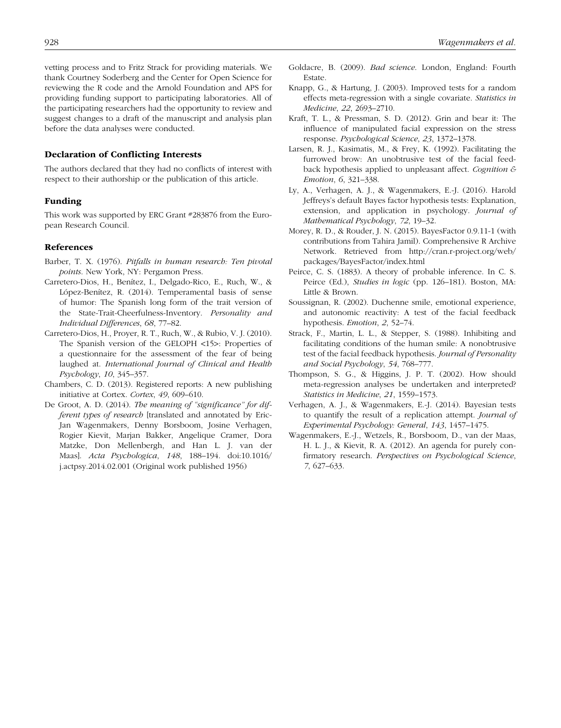vetting process and to Fritz Strack for providing materials. We thank Courtney Soderberg and the Center for Open Science for reviewing the R code and the Arnold Foundation and APS for providing funding support to participating laboratories. All of the participating researchers had the opportunity to review and suggest changes to a draft of the manuscript and analysis plan before the data analyses were conducted.

### Declaration of Conflicting Interests

The authors declared that they had no conflicts of interest with respect to their authorship or the publication of this article.

### Funding

This work was supported by ERC Grant #283876 from the European Research Council.

### References

Barber, T. X. (1976). *Pitfalls in human research: Ten pivotal points*. New York, NY: Pergamon Press.

Carretero-Dios, H., Benítez, I., Delgado-Rico, E., Ruch, W., & López-Benítez, R. (2014). Temperamental basis of sense of humor: The Spanish long form of the trait version of the State-Trait-Cheerfulness-Inventory. *Personality and Individual Differences*, *68*, 77–82.

Carretero-Dios, H., Proyer, R. T., Ruch, W., & Rubio, V. J. (2010). The Spanish version of the GELOPH <15>: Properties of a questionnaire for the assessment of the fear of being laughed at. *International Journal of Clinical and Health Psychology*, *10*, 345–357.

Chambers, C. D. (2013). Registered reports: A new publishing initiative at Cortex. *Cortex*, *49*, 609–610.

De Groot, A. D. (2014). *The meaning of "significance" for different types of research* [translated and annotated by Eric-Jan Wagenmakers, Denny Borsboom, Josine Verhagen, Rogier Kievit, Marjan Bakker, Angelique Cramer, Dora Matzke, Don Mellenbergh, and Han L. J. van der Maas]. *Acta Psychologica*, *148*, 188–194. doi:10.1016/j.actpsy.2014.02.001 (Original work published 1956)

Goldacre, B. (2009). *Bad science*. London, England: Fourth Estate.

Knapp, G., & Hartung, J. (2003). Improved tests for a random effects meta-regression with a single covariate. *Statistics in Medicine*, *22*, 2693–2710.

Kraft, T. L., & Pressman, S. D. (2012). Grin and bear it: The influence of manipulated facial expression on the stress response. *Psychological Science*, *23*, 1372–1378.

Larsen, R. J., Kasimatis, M., & Frey, K. (1992). Facilitating the furrowed brow: An unobtrusive test of the facial feedback hypothesis applied to unpleasant affect. *Cognition & Emotion*, *6*, 321–338.

Ly, A., Verhagen, A. J., & Wagenmakers, E.-J. (2016). Harold Jeffreys's default Bayes factor hypothesis tests: Explanation, extension, and application in psychology. *Journal of Mathematical Psychology*, *72*, 19–32.

Morey, R. D., & Rouder, J. N. (2015). BayesFactor 0.9.11-1 (with contributions from Tahira Jamil). Comprehensive R Archive Network. Retrieved from http://cran.r-project.org/web/packages/BayesFactor/index.html

Peirce, C. S. (1883). A theory of probable inference. In C. S. Peirce (Ed.), *Studies in logic* (pp. 126–181). Boston, MA: Little & Brown.

Soussignan, R. (2002). Duchenne smile, emotional experience, and autonomic reactivity: A test of the facial feedback hypothesis. *Emotion*, *2*, 52–74.

Strack, F., Martin, L. L., & Stepper, S. (1988). Inhibiting and facilitating conditions of the human smile: A nonobtrusive test of the facial feedback hypothesis. *Journal of Personality and Social Psychology*, *54*, 768–777.

Thompson, S. G., & Higgins, J. P. T. (2002). How should meta-regression analyses be undertaken and interpreted? *Statistics in Medicine*, *21*, 1559–1573.

Verhagen, A. J., & Wagenmakers, E.-J. (2014). Bayesian tests to quantify the result of a replication attempt. *Journal of Experimental Psychology: General*, *143*, 1457–1475.

Wagenmakers, E.-J., Wetzels, R., Borsboom, D., van der Maas, H. L. J., & Kievit, R. A. (2012). An agenda for purely confirmatory research. *Perspectives on Psychological Science*, *7*, 627–633.